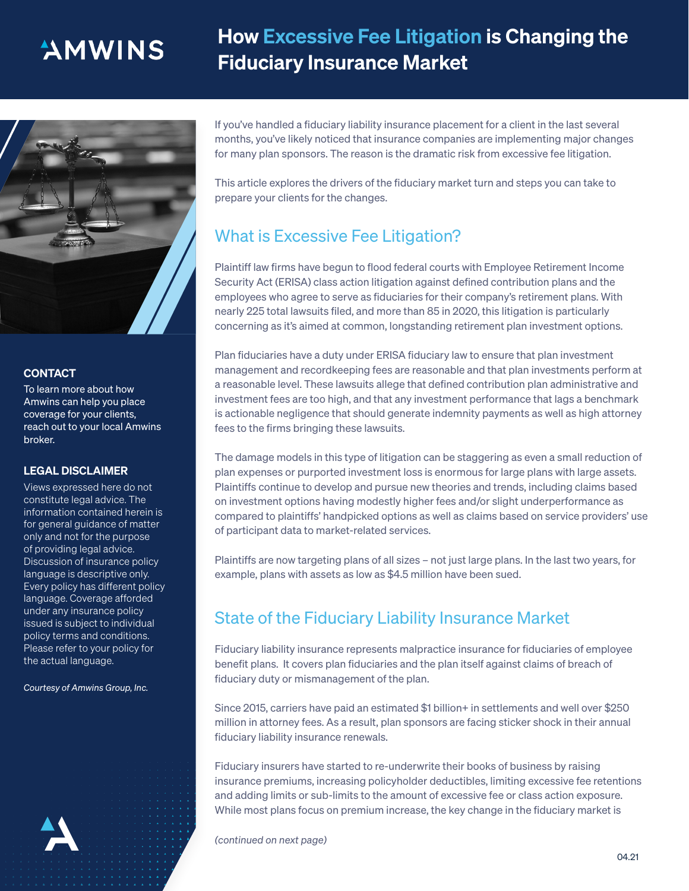AMWINS

# How Excessive Fee Litigation is Changing the Fiduciary Insurance Market

If you've handled a fiduciary liability insurance placement for a client in the last several months, you've likely noticed that insurance companies are implementing major changes for many plan sponsors. The reason is the dramatic risk from excessive fee litigation.

This article explores the drivers of the fiduciary market turn and steps you can take to prepare your clients for the changes.

## What is Excessive Fee Litigation?

Plaintiff law firms have begun to flood federal courts with Employee Retirement Income Security Act (ERISA) class action litigation against defined contribution plans and the employees who agree to serve as fiduciaries for their company's retirement plans. With nearly 225 total lawsuits filed, and more than 85 in 2020, this litigation is particularly concerning as it's aimed at common, longstanding retirement plan investment options.

Plan fiduciaries have a duty under ERISA fiduciary law to ensure that plan investment management and recordkeeping fees are reasonable and that plan investments perform at a reasonable level. These lawsuits allege that defined contribution plan administrative and investment fees are too high, and that any investment performance that lags a benchmark is actionable negligence that should generate indemnity payments as well as high attorney fees to the firms bringing these lawsuits.

The damage models in this type of litigation can be staggering as even a small reduction of plan expenses or purported investment loss is enormous for large plans with large assets. Plaintiffs continue to develop and pursue new theories and trends, including claims based on investment options having modestly higher fees and/or slight underperformance as compared to plaintiffs' handpicked options as well as claims based on service providers' use of participant data to market-related services.

Plaintiffs are now targeting plans of all sizes – not just large plans. In the last two years, for example, plans with assets as low as $4.5 million have been sued.

## State of the Fiduciary Liability Insurance Market

Fiduciary liability insurance represents malpractice insurance for fiduciaries of employee benefit plans. It covers plan fiduciaries and the plan itself against claims of breach of fiduciary duty or mismanagement of the plan.

Since 2015, carriers have paid an estimated $1 billion+ in settlements and well over $250 million in attorney fees. As a result, plan sponsors are facing sticker shock in their annual fiduciary liability insurance renewals.

Fiduciary insurers have started to re-underwrite their books of business by raising insurance premiums, increasing policyholder deductibles, limiting excessive fee retentions and adding limits or sub-limits to the amount of excessive fee or class action exposure. While most plans focus on premium increase, the key change in the fiduciary market is

*(continued on next page)*

**CONTACT**

To learn more about how Amwins can help you place coverage for your clients, reach out to your local Amwins broker.

**LEGAL DISCLAIMER**

Views expressed here do not constitute legal advice. The information contained herein is for general guidance of matter only and not for the purpose of providing legal advice. Discussion of insurance policy language is descriptive only. Every policy has different policy language. Coverage afforded under any insurance policy issued is subject to individual policy terms and conditions. Please refer to your policy for the actual language.

*Courtesy of Amwins Group, Inc.*

04.21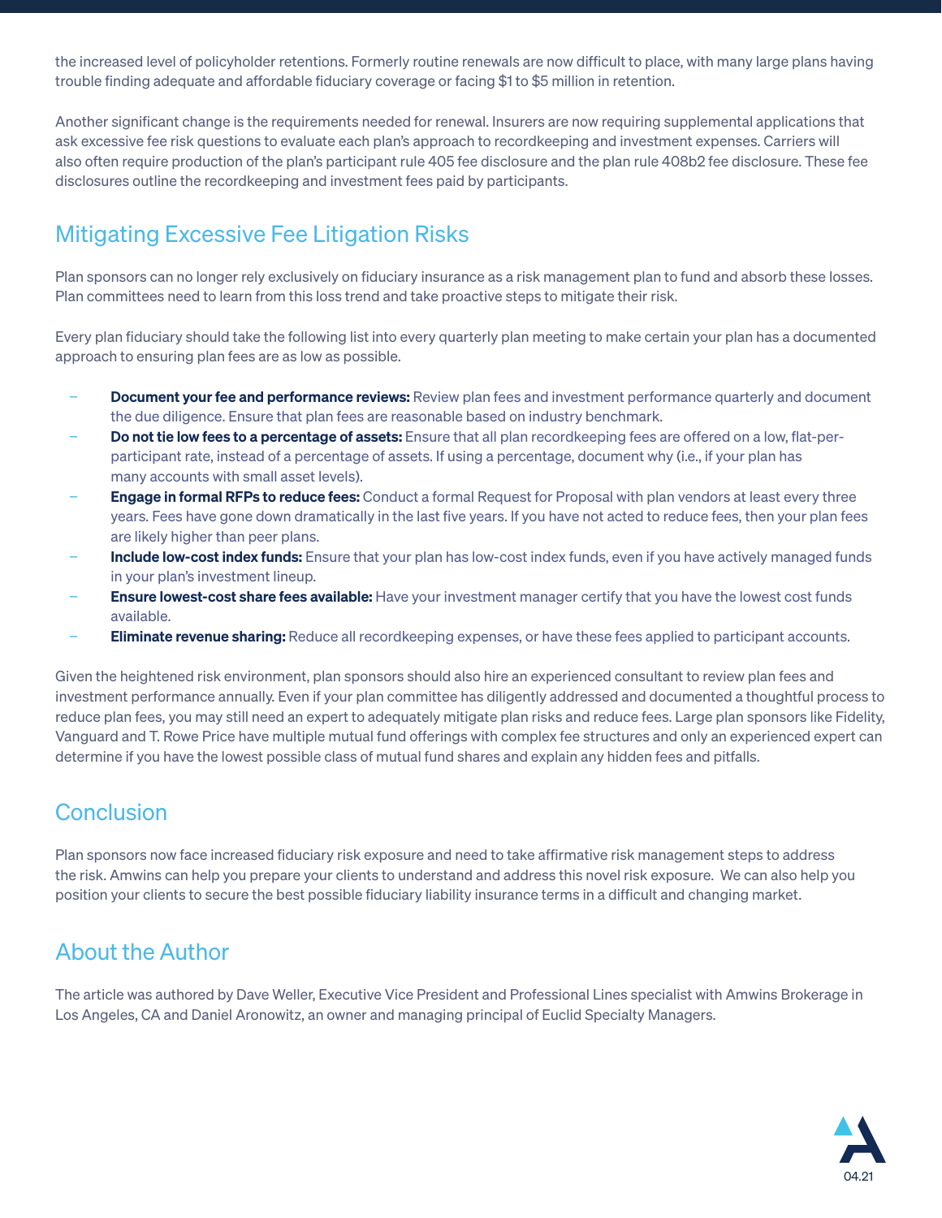the increased level of policyholder retentions. Formerly routine renewals are now difficult to place, with many large plans having trouble finding adequate and affordable fiduciary coverage or facing $1 to $5 million in retention.

Another significant change is the requirements needed for renewal. Insurers are now requiring supplemental applications that ask excessive fee risk questions to evaluate each plan's approach to recordkeeping and investment expenses. Carriers will also often require production of the plan's participant rule 405 fee disclosure and the plan rule 408b2 fee disclosure. These fee disclosures outline the recordkeeping and investment fees paid by participants.

## Mitigating Excessive Fee Litigation Risks

Plan sponsors can no longer rely exclusively on fiduciary insurance as a risk management plan to fund and absorb these losses. Plan committees need to learn from this loss trend and take proactive steps to mitigate their risk.

Every plan fiduciary should take the following list into every quarterly plan meeting to make certain your plan has a documented approach to ensuring plan fees are as low as possible.

- **Document your fee and performance reviews:** Review plan fees and investment performance quarterly and document the due diligence. Ensure that plan fees are reasonable based on industry benchmark.
- **Do not tie low fees to a percentage of assets:** Ensure that all plan recordkeeping fees are offered on a low, flat-per-participant rate, instead of a percentage of assets. If using a percentage, document why (i.e., if your plan has many accounts with small asset levels).
- **Engage in formal RFPs to reduce fees:** Conduct a formal Request for Proposal with plan vendors at least every three years. Fees have gone down dramatically in the last five years. If you have not acted to reduce fees, then your plan fees are likely higher than peer plans.
- **Include low-cost index funds:** Ensure that your plan has low-cost index funds, even if you have actively managed funds in your plan's investment lineup.
- **Ensure lowest-cost share fees available:** Have your investment manager certify that you have the lowest cost funds available.
- **Eliminate revenue sharing:** Reduce all recordkeeping expenses, or have these fees applied to participant accounts.

Given the heightened risk environment, plan sponsors should also hire an experienced consultant to review plan fees and investment performance annually. Even if your plan committee has diligently addressed and documented a thoughtful process to reduce plan fees, you may still need an expert to adequately mitigate plan risks and reduce fees. Large plan sponsors like Fidelity, Vanguard and T. Rowe Price have multiple mutual fund offerings with complex fee structures and only an experienced expert can determine if you have the lowest possible class of mutual fund shares and explain any hidden fees and pitfalls.

## Conclusion

Plan sponsors now face increased fiduciary risk exposure and need to take affirmative risk management steps to address the risk. Amwins can help you prepare your clients to understand and address this novel risk exposure. We can also help you position your clients to secure the best possible fiduciary liability insurance terms in a difficult and changing market.

## About the Author

The article was authored by Dave Weller, Executive Vice President and Professional Lines specialist with Amwins Brokerage in Los Angeles, CA and Daniel Aronowitz, an owner and managing principal of Euclid Specialty Managers.

04.21